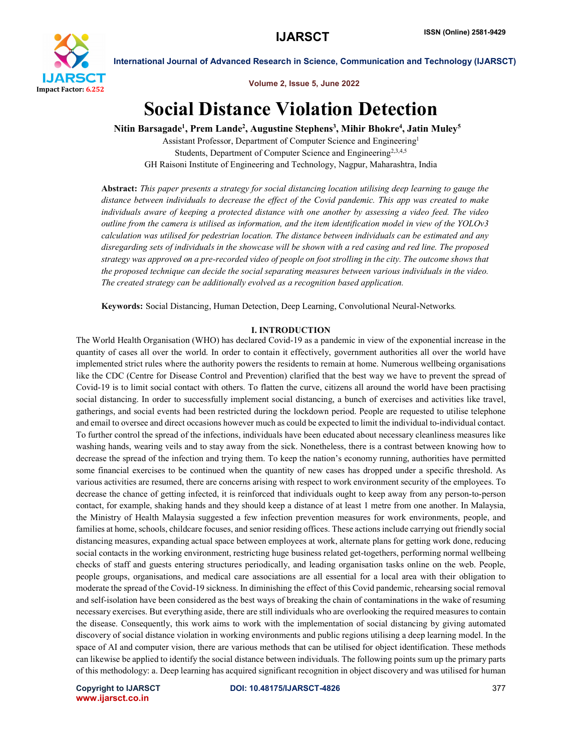# Social Distance Violation Detection

**Nitin Barsagade[1], Prem Lande[2], Augustine Stephens[3], Mihir Bhokre[4], Jatin Muley[5]**

Assistant Professor, Department of Computer Science and Engineering[1]

Students, Department of Computer Science and Engineering[2,3,4,5]

GH Raisoni Institute of Engineering and Technology, Nagpur, Maharashtra, India

**Abstract:** *This paper presents a strategy for social distancing location utilising deep learning to gauge the distance between individuals to decrease the effect of the Covid pandemic. This app was created to make individuals aware of keeping a protected distance with one another by assessing a video feed. The video outline from the camera is utilised as information, and the item identification model in view of the YOLOv3 calculation was utilised for pedestrian location. The distance between individuals can be estimated and any disregarding sets of individuals in the showcase will be shown with a red casing and red line. The proposed strategy was approved on a pre-recorded video of people on foot strolling in the city. The outcome shows that the proposed technique can decide the social separating measures between various individuals in the video. The created strategy can be additionally evolved as a recognition based application.*

**Keywords:** Social Distancing, Human Detection, Deep Learning, Convolutional Neural-Networks.

## I. INTRODUCTION

The World Health Organisation (WHO) has declared Covid-19 as a pandemic in view of the exponential increase in the quantity of cases all over the world. In order to contain it effectively, government authorities all over the world have implemented strict rules where the authority powers the residents to remain at home. Numerous wellbeing organisations like the CDC (Centre for Disease Control and Prevention) clarified that the best way we have to prevent the spread of Covid-19 is to limit social contact with others. To flatten the curve, citizens all around the world have been practising social distancing. In order to successfully implement social distancing, a bunch of exercises and activities like travel, gatherings, and social events had been restricted during the lockdown period. People are requested to utilise telephone and email to oversee and direct occasions however much as could be expected to limit the individual to-individual contact. To further control the spread of the infections, individuals have been educated about necessary cleanliness measures like washing hands, wearing veils and to stay away from the sick. Nonetheless, there is a contrast between knowing how to decrease the spread of the infection and trying them. To keep the nation's economy running, authorities have permitted some financial exercises to be continued when the quantity of new cases has dropped under a specific threshold. As various activities are resumed, there are concerns arising with respect to work environment security of the employees. To decrease the chance of getting infected, it is reinforced that individuals ought to keep away from any person-to-person contact, for example, shaking hands and they should keep a distance of at least 1 metre from one another. In Malaysia, the Ministry of Health Malaysia suggested a few infection prevention measures for work environments, people, and families at home, schools, childcare focuses, and senior residing offices. These actions include carrying out friendly social distancing measures, expanding actual space between employees at work, alternate plans for getting work done, reducing social contacts in the working environment, restricting huge business related get-togethers, performing normal wellbeing checks of staff and guests entering structures periodically, and leading organisation tasks online on the web. People, people groups, organisations, and medical care associations are all essential for a local area with their obligation to moderate the spread of the Covid-19 sickness. In diminishing the effect of this Covid pandemic, rehearsing social removal and self-isolation have been considered as the best ways of breaking the chain of contaminations in the wake of resuming necessary exercises. But everything aside, there are still individuals who are overlooking the required measures to contain the disease. Consequently, this work aims to work with the implementation of social distancing by giving automated discovery of social distance violation in working environments and public regions utilising a deep learning model. In the space of AI and computer vision, there are various methods that can be utilised for object identification. These methods can likewise be applied to identify the social distance between individuals. The following points sum up the primary parts of this methodology: a. Deep learning has acquired significant recognition in object discovery and was utilised for human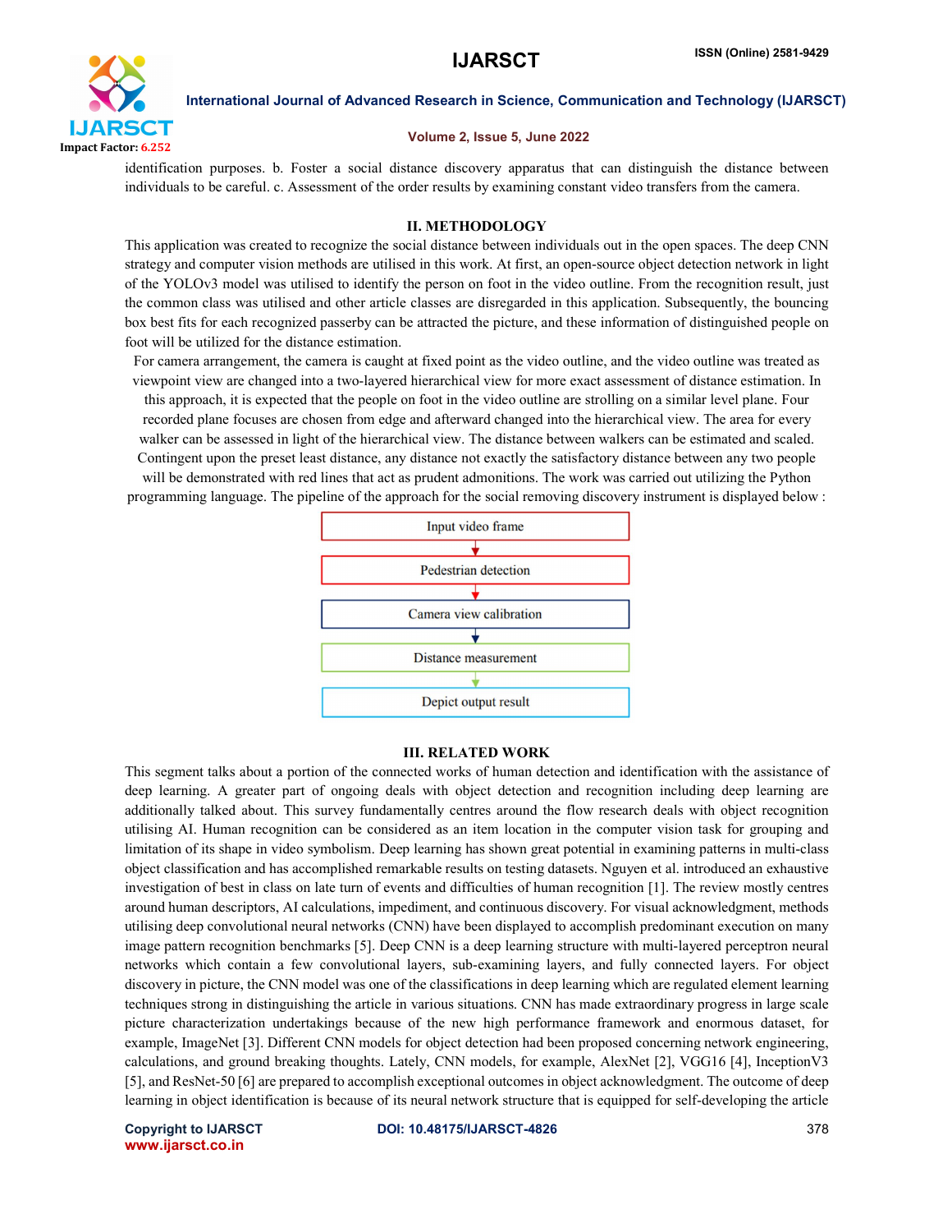identification purposes. b. Foster a social distance discovery apparatus that can distinguish the distance between individuals to be careful. c. Assessment of the order results by examining constant video transfers from the camera.

## II. METHODOLOGY

This application was created to recognize the social distance between individuals out in the open spaces. The deep CNN strategy and computer vision methods are utilised in this work. At first, an open-source object detection network in light of the YOLOv3 model was utilised to identify the person on foot in the video outline. From the recognition result, just the common class was utilised and other article classes are disregarded in this application. Subsequently, the bouncing box best fits for each recognized passerby can be attracted the picture, and these information of distinguished people on foot will be utilized for the distance estimation.

For camera arrangement, the camera is caught at fixed point as the video outline, and the video outline was treated as viewpoint view are changed into a two-layered hierarchical view for more exact assessment of distance estimation. In this approach, it is expected that the people on foot in the video outline are strolling on a similar level plane. Four recorded plane focuses are chosen from edge and afterward changed into the hierarchical view. The area for every walker can be assessed in light of the hierarchical view. The distance between walkers can be estimated and scaled. Contingent upon the preset least distance, any distance not exactly the satisfactory distance between any two people will be demonstrated with red lines that act as prudent admonitions. The work was carried out utilizing the Python programming language. The pipeline of the approach for the social removing discovery instrument is displayed below :

Input video frame
↓
Pedestrian detection
↓
Camera view calibration
↓
Distance measurement
↓
Depict output result

## III. RELATED WORK

This segment talks about a portion of the connected works of human detection and identification with the assistance of deep learning. A greater part of ongoing deals with object detection and recognition including deep learning are additionally talked about. This survey fundamentally centres around the flow research deals with object recognition utilising AI. Human recognition can be considered as an item location in the computer vision task for grouping and limitation of its shape in video symbolism. Deep learning has shown great potential in examining patterns in multi-class object classification and has accomplished remarkable results on testing datasets. Nguyen et al. introduced an exhaustive investigation of best in class on late turn of events and difficulties of human recognition [1]. The review mostly centres around human descriptors, AI calculations, impediment, and continuous discovery. For visual acknowledgment, methods utilising deep convolutional neural networks (CNN) have been displayed to accomplish predominant execution on many image pattern recognition benchmarks [5]. Deep CNN is a deep learning structure with multi-layered perceptron neural networks which contain a few convolutional layers, sub-examining layers, and fully connected layers. For object discovery in picture, the CNN model was one of the classifications in deep learning which are regulated element learning techniques strong in distinguishing the article in various situations. CNN has made extraordinary progress in large scale picture characterization undertakings because of the new high performance framework and enormous dataset, for example, ImageNet [3]. Different CNN models for object detection had been proposed concerning network engineering, calculations, and ground breaking thoughts. Lately, CNN models, for example, AlexNet [2], VGG16 [4], InceptionV3 [5], and ResNet-50 [6] are prepared to accomplish exceptional outcomes in object acknowledgment. The outcome of deep learning in object identification is because of its neural network structure that is equipped for self-developing the article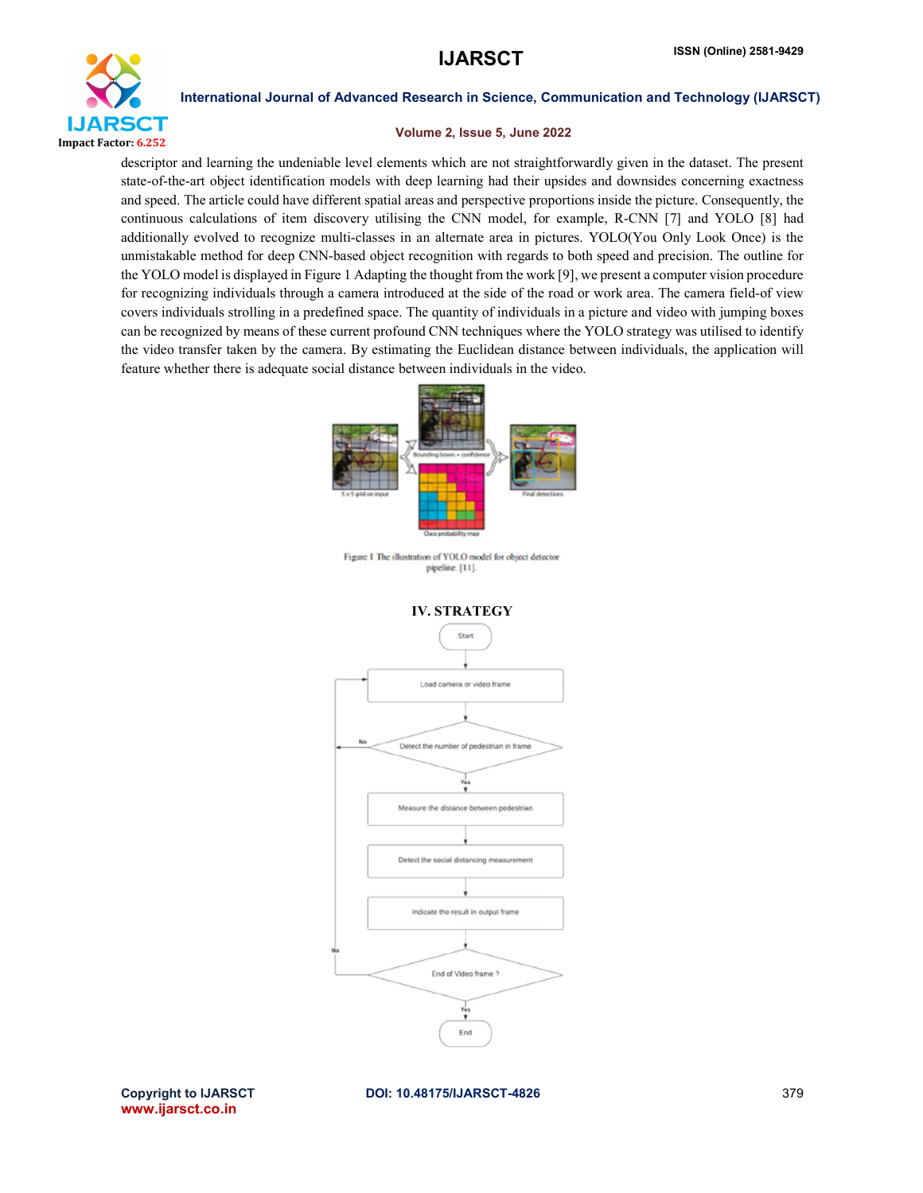descriptor and learning the undeniable level elements which are not straightforwardly given in the dataset. The present state-of-the-art object identification models with deep learning had their upsides and downsides concerning exactness and speed. The article could have different spatial areas and perspective proportions inside the picture. Consequently, the continuous calculations of item discovery utilising the CNN model, for example, R-CNN [7] and YOLO [8] had additionally evolved to recognize multi-classes in an alternate area in pictures. YOLO(You Only Look Once) is the unmistakable method for deep CNN-based object recognition with regards to both speed and precision. The outline for the YOLO model is displayed in Figure 1 Adapting the thought from the work [9], we present a computer vision procedure for recognizing individuals through a camera introduced at the side of the road or work area. The camera field-of view covers individuals strolling in a predefined space. The quantity of individuals in a picture and video with jumping boxes can be recognized by means of these current profound CNN techniques where the YOLO strategy was utilised to identify the video transfer taken by the camera. By estimating the Euclidean distance between individuals, the application will feature whether there is adequate social distance between individuals in the video.

Figure 1 The illustration of YOLO model for object detector pipeline [11].

## IV. STRATEGY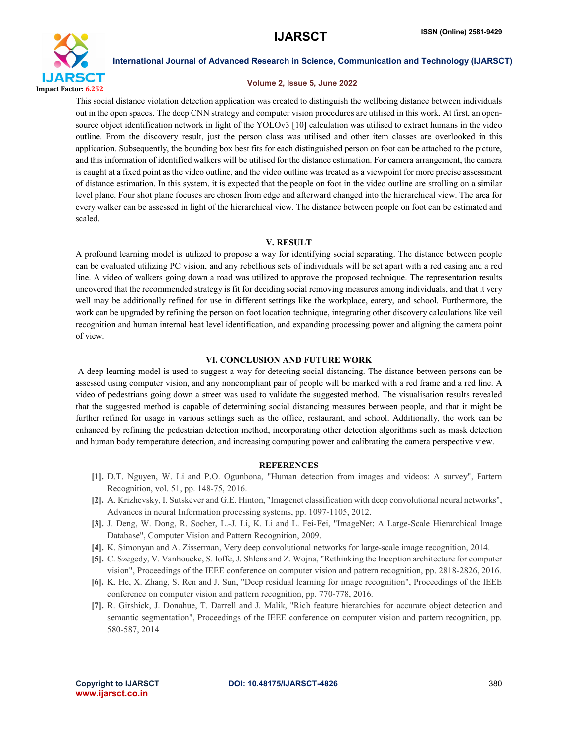This social distance violation detection application was created to distinguish the wellbeing distance between individuals out in the open spaces. The deep CNN strategy and computer vision procedures are utilised in this work. At first, an open-source object identification network in light of the YOLOv3 [10] calculation was utilised to extract humans in the video outline. From the discovery result, just the person class was utilised and other item classes are overlooked in this application. Subsequently, the bounding box best fits for each distinguished person on foot can be attached to the picture, and this information of identified walkers will be utilised for the distance estimation. For camera arrangement, the camera is caught at a fixed point as the video outline, and the video outline was treated as a viewpoint for more precise assessment of distance estimation. In this system, it is expected that the people on foot in the video outline are strolling on a similar level plane. Four shot plane focuses are chosen from edge and afterward changed into the hierarchical view. The area for every walker can be assessed in light of the hierarchical view. The distance between people on foot can be estimated and scaled.

## V. RESULT

A profound learning model is utilized to propose a way for identifying social separating. The distance between people can be evaluated utilizing PC vision, and any rebellious sets of individuals will be set apart with a red casing and a red line. A video of walkers going down a road was utilized to approve the proposed technique. The representation results uncovered that the recommended strategy is fit for deciding social removing measures among individuals, and that it very well may be additionally refined for use in different settings like the workplace, eatery, and school. Furthermore, the work can be upgraded by refining the person on foot location technique, integrating other discovery calculations like veil recognition and human internal heat level identification, and expanding processing power and aligning the camera point of view.

## VI. CONCLUSION AND FUTURE WORK

A deep learning model is used to suggest a way for detecting social distancing. The distance between persons can be assessed using computer vision, and any noncompliant pair of people will be marked with a red frame and a red line. A video of pedestrians going down a street was used to validate the suggested method. The visualisation results revealed that the suggested method is capable of determining social distancing measures between people, and that it might be further refined for usage in various settings such as the office, restaurant, and school. Additionally, the work can be enhanced by refining the pedestrian detection method, incorporating other detection algorithms such as mask detection and human body temperature detection, and increasing computing power and calibrating the camera perspective view.

## REFERENCES

**[1].** D.T. Nguyen, W. Li and P.O. Ogunbona, "Human detection from images and videos: A survey", Pattern Recognition, vol. 51, pp. 148-75, 2016.

**[2].** A. Krizhevsky, I. Sutskever and G.E. Hinton, "Imagenet classification with deep convolutional neural networks", Advances in neural Information processing systems, pp. 1097-1105, 2012.

**[3].** J. Deng, W. Dong, R. Socher, L.-J. Li, K. Li and L. Fei-Fei, "ImageNet: A Large-Scale Hierarchical Image Database", Computer Vision and Pattern Recognition, 2009.

**[4].** K. Simonyan and A. Zisserman, Very deep convolutional networks for large-scale image recognition, 2014.

**[5].** C. Szegedy, V. Vanhoucke, S. Ioffe, J. Shlens and Z. Wojna, "Rethinking the Inception architecture for computer vision", Proceedings of the IEEE conference on computer vision and pattern recognition, pp. 2818-2826, 2016.

**[6].** K. He, X. Zhang, S. Ren and J. Sun, "Deep residual learning for image recognition", Proceedings of the IEEE conference on computer vision and pattern recognition, pp. 770-778, 2016.

**[7].** R. Girshick, J. Donahue, T. Darrell and J. Malik, "Rich feature hierarchies for accurate object detection and semantic segmentation", Proceedings of the IEEE conference on computer vision and pattern recognition, pp. 580-587, 2014